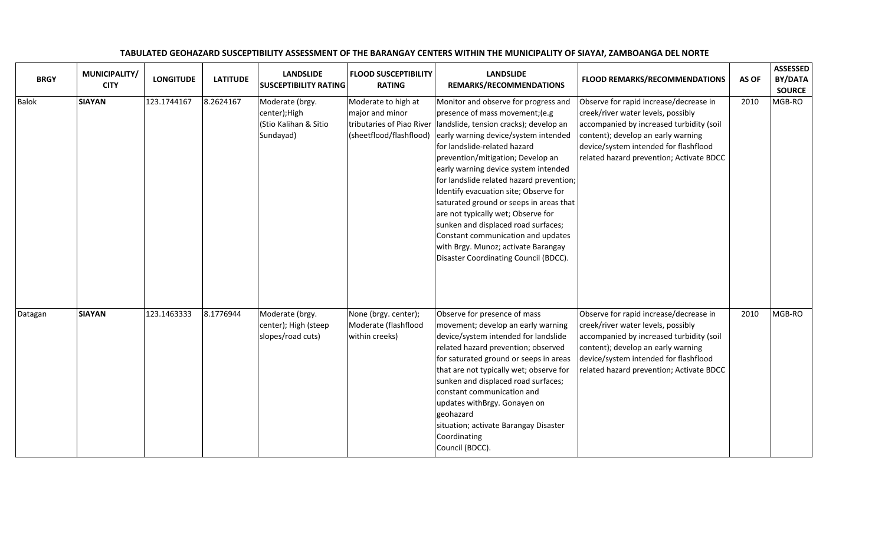**TABULATED GEOHAZARD SUSCEPTIBILITY ASSESSMENT OF THE BARANGAY CENTERS WITHIN THE MUNICIPALITY OF SIAYAN, ZAMBOANGA DEL NORTE**

| BRGY | MUNICIPALITY/ CITY | LONGITUDE | LATITUDE | LANDSLIDE SUSCEPTIBILITY RATING | FLOOD SUSCEPTIBILITY RATING | LANDSLIDE REMARKS/RECOMMENDATIONS | FLOOD REMARKS/RECOMMENDATIONS | AS OF | ASSESSED BY/DATA SOURCE |
|---|---|---|---|---|---|---|---|---|---|
| Balok | **SIAYAN** | 123.1744167 | 8.2624167 | Moderate (brgy. center);High (Stio Kalihan & Sitio Sundayad) | Moderate to high at major and minor tributaries of Piao River (sheetflood/flashflood) | Monitor and observe for progress and presence of mass movement;(e.g landslide, tension cracks); develop an early warning device/system intended for landslide-related hazard prevention/mitigation; Develop an early warning device system intended for landslide related hazard prevention; Identify evacuation site; Observe for saturated ground or seeps in areas that are not typically wet; Observe for sunken and displaced road surfaces; Constant communication and updates with Brgy. Munoz; activate Barangay Disaster Coordinating Council (BDCC). | Observe for rapid increase/decrease in creek/river water levels, possibly accompanied by increased turbidity (soil content); develop an early warning device/system intended for flashflood related hazard prevention; Activate BDCC | 2010 | MGB-RO |
| Datagan | **SIAYAN** | 123.1463333 | 8.1776944 | Moderate (brgy. center); High (steep slopes/road cuts) | None (brgy. center); Moderate (flashflood within creeks) | Observe for presence of mass movement; develop an early warning device/system intended for landslide related hazard prevention; observed for saturated ground or seeps in areas that are not typically wet; observe for sunken and displaced road surfaces; constant communication and updates withBrgy. Gonayen on geohazard situation; activate Barangay Disaster Coordinating Council (BDCC). | Observe for rapid increase/decrease in creek/river water levels, possibly accompanied by increased turbidity (soil content); develop an early warning device/system intended for flashflood related hazard prevention; Activate BDCC | 2010 | MGB-RO |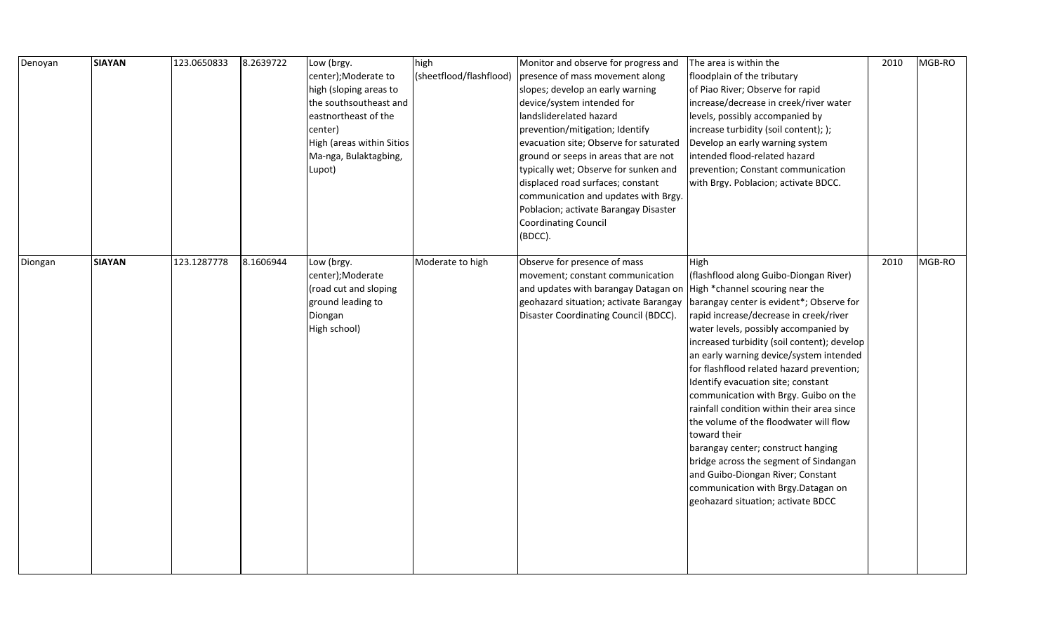| Denoyan | **SIAYAN** | 123.0650833 | 8.2639722 | Low (brgy. center);Moderate to high (sloping areas to the southsoutheast and eastnortheast of the center) High (areas within Sitios Ma-nga, Bulaktagbing, Lupot) | high (sheetflood/flashflood) | Monitor and observe for progress and presence of mass movement along slopes; develop an early warning device/system intended for landsliderelated hazard prevention/mitigation; Identify evacuation site; Observe for saturated ground or seeps in areas that are not typically wet; Observe for sunken and displaced road surfaces; constant communication and updates with Brgy. Poblacion; activate Barangay Disaster Coordinating Council (BDCC). | The area is within the floodplain of the tributary of Piao River; Observe for rapid increase/decrease in creek/river water levels, possibly accompanied by increase turbidity (soil content); ); Develop an early warning system intended flood-related hazard prevention; Constant communication with Brgy. Poblacion; activate BDCC. | 2010 | MGB-RO |
|---|---|---|---|---|---|---|---|---|---|
| Diongan | **SIAYAN** | 123.1287778 | 8.1606944 | Low (brgy. center);Moderate (road cut and sloping ground leading to Diongan High school) | Moderate to high | Observe for presence of mass movement; constant communication and updates with barangay Datagan on geohazard situation; activate Barangay Disaster Coordinating Council (BDCC). | High (flashflood along Guibo-Diongan River) High *channel scouring near the barangay center is evident*; Observe for rapid increase/decrease in creek/river water levels, possibly accompanied by increased turbidity (soil content); develop an early warning device/system intended for flashflood related hazard prevention; Identify evacuation site; constant communication with Brgy. Guibo on the rainfall condition within their area since the volume of the floodwater will flow toward their barangay center; construct hanging bridge across the segment of Sindangan and Guibo-Diongan River; Constant communication with Brgy.Datagan on geohazard situation; activate BDCC | 2010 | MGB-RO |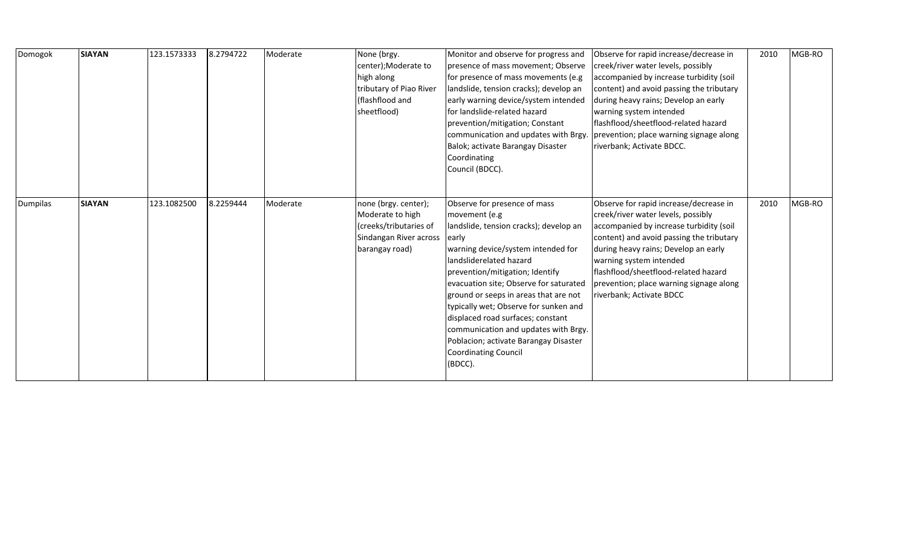| | | | | | | | | | |
|---|---|---|---|---|---|---|---|---|---|
| Domogok | **SIAYAN** | 123.1573333 | 8.2794722 | Moderate | None (brgy. center);Moderate to high along tributary of Piao River (flashflood and sheetflood) | Monitor and observe for progress and presence of mass movement; Observe for presence of mass movements (e.g landslide, tension cracks); develop an early warning device/system intended for landslide-related hazard prevention/mitigation; Constant communication and updates with Brgy. Balok; activate Barangay Disaster Coordinating Council (BDCC). | Observe for rapid increase/decrease in creek/river water levels, possibly accompanied by increase turbidity (soil content) and avoid passing the tributary during heavy rains; Develop an early warning system intended flashflood/sheetflood-related hazard prevention; place warning signage along riverbank; Activate BDCC. | 2010 | MGB-RO |
| Dumpilas | **SIAYAN** | 123.1082500 | 8.2259444 | Moderate | none (brgy. center); Moderate to high (creeks/tributaries of Sindangan River across barangay road) | Observe for presence of mass movement (e.g landslide, tension cracks); develop an early warning device/system intended for landsliderelated hazard prevention/mitigation; Identify evacuation site; Observe for saturated ground or seeps in areas that are not typically wet; Observe for sunken and displaced road surfaces; constant communication and updates with Brgy. Poblacion; activate Barangay Disaster Coordinating Council (BDCC). | Observe for rapid increase/decrease in creek/river water levels, possibly accompanied by increase turbidity (soil content) and avoid passing the tributary during heavy rains; Develop an early warning system intended flashflood/sheetflood-related hazard prevention; place warning signage along riverbank; Activate BDCC | 2010 | MGB-RO |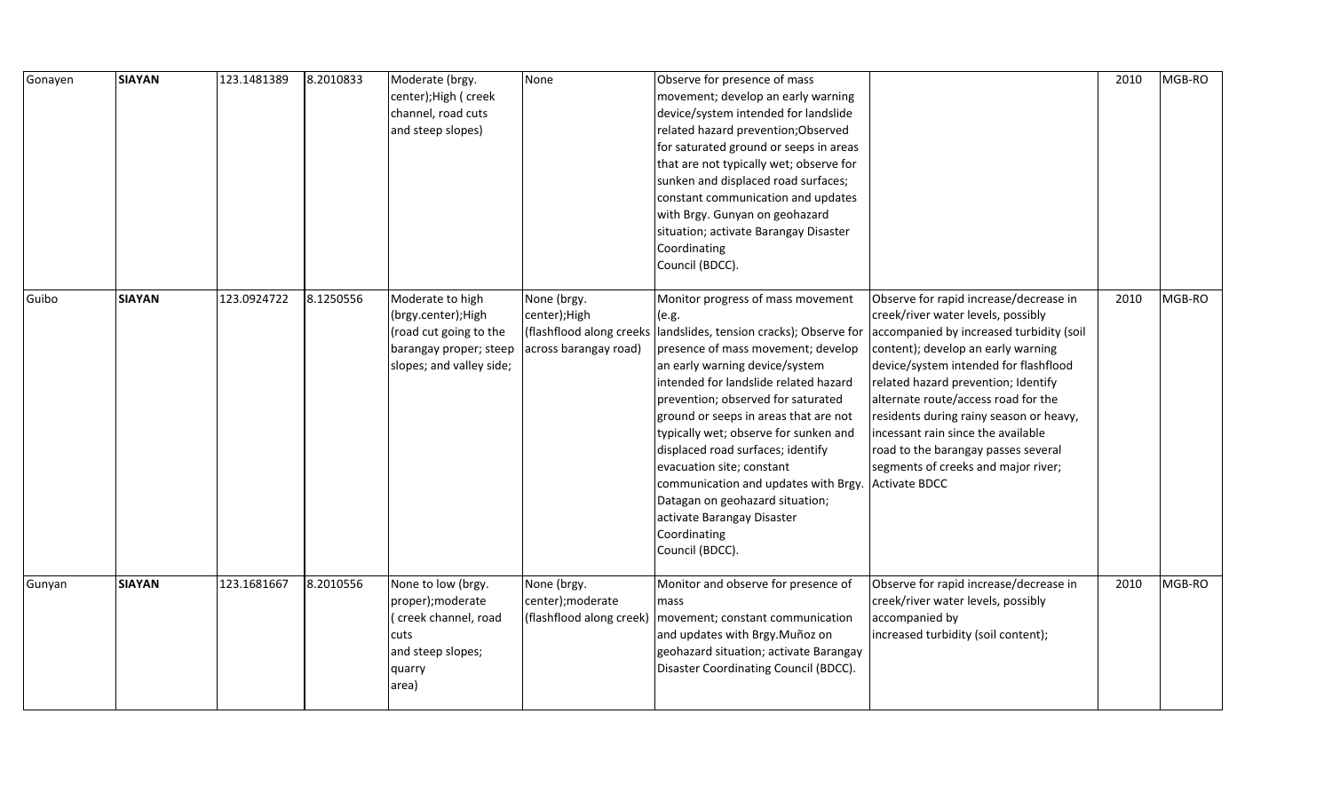| | | | | | | | | | |
|---|---|---|---|---|---|---|---|---|---|
| Gonayen | **SIAYAN** | 123.1481389 | 8.2010833 | Moderate (brgy. center);High ( creek channel, road cuts and steep slopes) | None | Observe for presence of mass movement; develop an early warning device/system intended for landslide related hazard prevention;Observed for saturated ground or seeps in areas that are not typically wet; observe for sunken and displaced road surfaces; constant communication and updates with Brgy. Gunyan on geohazard situation; activate Barangay Disaster Coordinating Council (BDCC). | | 2010 | MGB-RO |
| Guibo | **SIAYAN** | 123.0924722 | 8.1250556 | Moderate to high (brgy.center);High (road cut going to the barangay proper; steep slopes; and valley side; | None (brgy. center);High (flashflood along creeks across barangay road) | Monitor progress of mass movement (e.g. landslides, tension cracks); Observe for presence of mass movement; develop an early warning device/system intended for landslide related hazard prevention; observed for saturated ground or seeps in areas that are not typically wet; observe for sunken and displaced road surfaces; identify evacuation site; constant communication and updates with Brgy. Datagan on geohazard situation; activate Barangay Disaster Coordinating Council (BDCC). | Observe for rapid increase/decrease in creek/river water levels, possibly accompanied by increased turbidity (soil content); develop an early warning device/system intended for flashflood related hazard prevention; Identify alternate route/access road for the residents during rainy season or heavy, incessant rain since the available road to the barangay passes several segments of creeks and major river; Activate BDCC | 2010 | MGB-RO |
| Gunyan | **SIAYAN** | 123.1681667 | 8.2010556 | None to low (brgy. proper);moderate ( creek channel, road cuts and steep slopes; quarry area) | None (brgy. center);moderate (flashflood along creek) | Monitor and observe for presence of mass movement; constant communication and updates with Brgy.Muñoz on geohazard situation; activate Barangay Disaster Coordinating Council (BDCC). | Observe for rapid increase/decrease in creek/river water levels, possibly accompanied by increased turbidity (soil content); | 2010 | MGB-RO |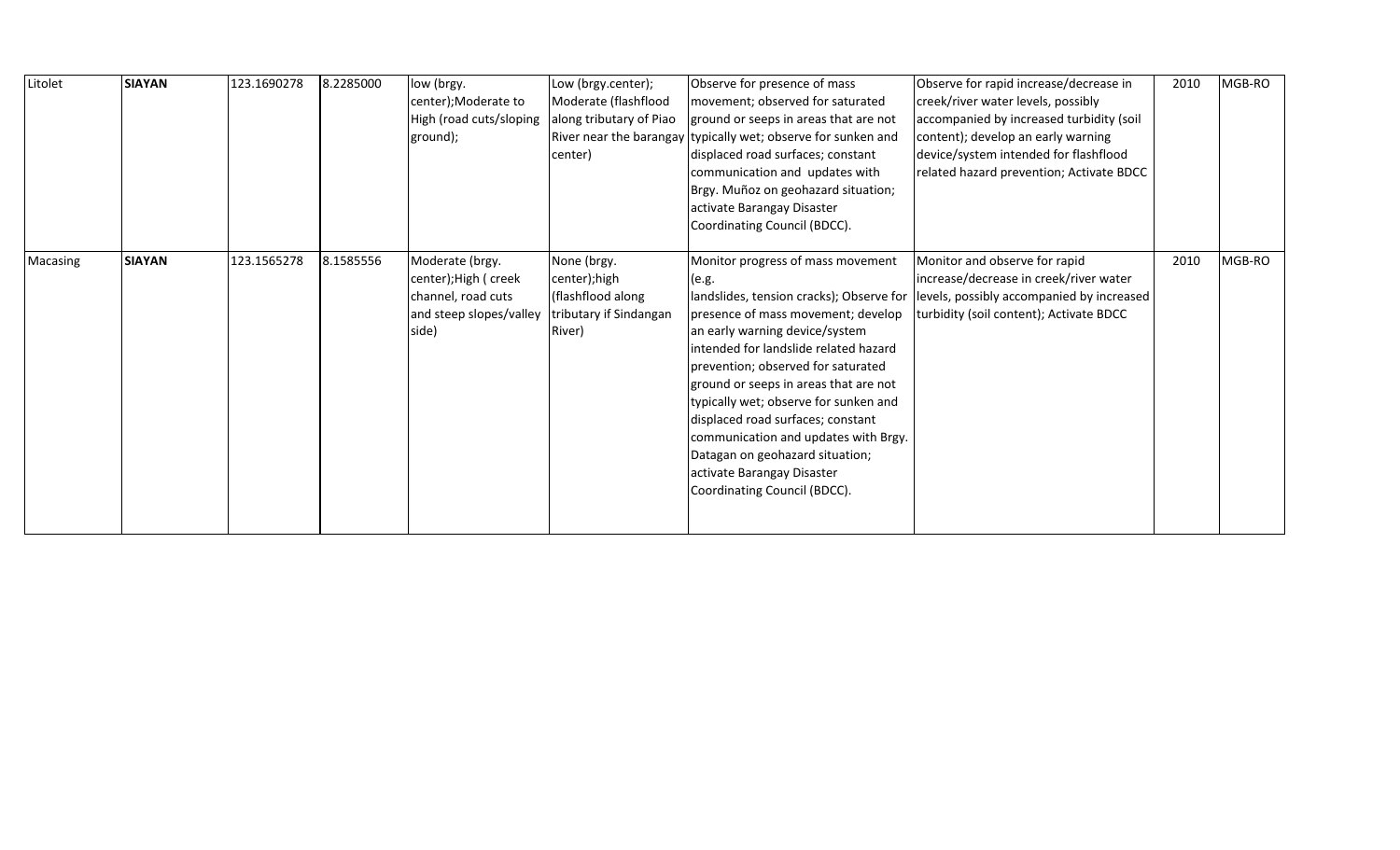| Litolet | **SIAYAN** | 123.1690278 | 8.2285000 | low (brgy. center);Moderate to High (road cuts/sloping ground); | Low (brgy.center); Moderate (flashflood along tributary of Piao River near the barangay center) | Observe for presence of mass movement; observed for saturated ground or seeps in areas that are not typically wet; observe for sunken and displaced road surfaces; constant communication and updates with Brgy. Muñoz on geohazard situation; activate Barangay Disaster Coordinating Council (BDCC). | Observe for rapid increase/decrease in creek/river water levels, possibly accompanied by increased turbidity (soil content); develop an early warning device/system intended for flashflood related hazard prevention; Activate BDCC | 2010 | MGB-RO |
|---|---|---|---|---|---|---|---|---|---|
| Macasing | **SIAYAN** | 123.1565278 | 8.1585556 | Moderate (brgy. center);High ( creek channel, road cuts and steep slopes/valley side) | None (brgy. center);high (flashflood along tributary if Sindangan River) | Monitor progress of mass movement (e.g. landslides, tension cracks); Observe for presence of mass movement; develop an early warning device/system intended for landslide related hazard prevention; observed for saturated ground or seeps in areas that are not typically wet; observe for sunken and displaced road surfaces; constant communication and updates with Brgy. Datagan on geohazard situation; activate Barangay Disaster Coordinating Council (BDCC). | Monitor and observe for rapid increase/decrease in creek/river water levels, possibly accompanied by increased turbidity (soil content); Activate BDCC | 2010 | MGB-RO |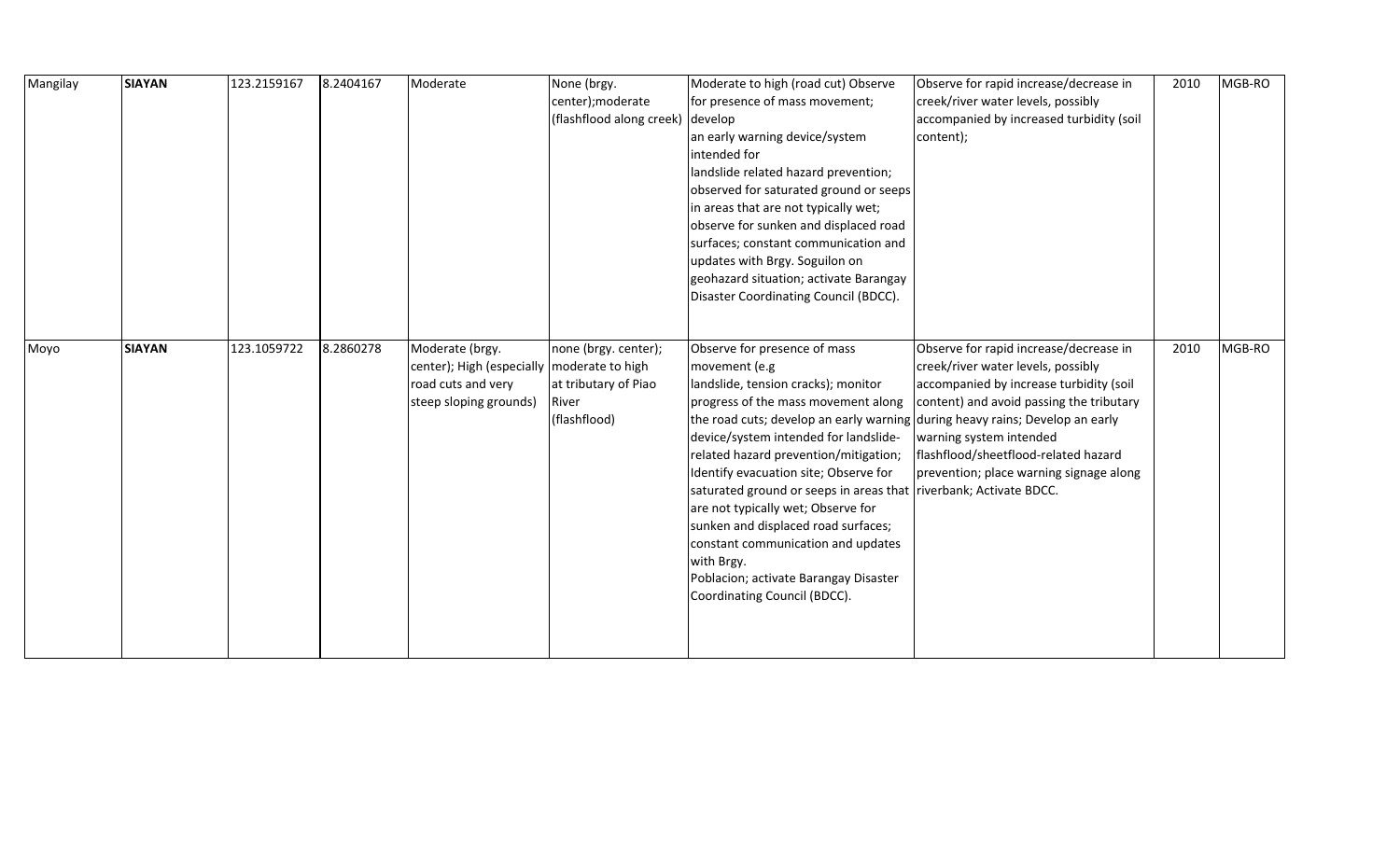| Mangilay | **SIAYAN** | 123.2159167 | 8.2404167 | Moderate | None (brgy. center);moderate (flashflood along creek) | Moderate to high (road cut) Observe for presence of mass movement; develop an early warning device/system intended for landslide related hazard prevention; observed for saturated ground or seeps in areas that are not typically wet; observe for sunken and displaced road surfaces; constant communication and updates with Brgy. Soguilon on geohazard situation; activate Barangay Disaster Coordinating Council (BDCC). | Observe for rapid increase/decrease in creek/river water levels, possibly accompanied by increased turbidity (soil content); | 2010 | MGB-RO |
|---|---|---|---|---|---|---|---|---|---|
| Moyo | **SIAYAN** | 123.1059722 | 8.2860278 | Moderate (brgy. center); High (especially road cuts and very steep sloping grounds) | none (brgy. center); moderate to high at tributary of Piao River (flashflood) | Observe for presence of mass movement (e.g landslide, tension cracks); monitor progress of the mass movement along the road cuts; develop an early warning device/system intended for landslide-related hazard prevention/mitigation; Identify evacuation site; Observe for saturated ground or seeps in areas that are not typically wet; Observe for sunken and displaced road surfaces; constant communication and updates with Brgy. Poblacion; activate Barangay Disaster Coordinating Council (BDCC). | Observe for rapid increase/decrease in creek/river water levels, possibly accompanied by increase turbidity (soil content) and avoid passing the tributary during heavy rains; Develop an early warning system intended flashflood/sheetflood-related hazard prevention; place warning signage along riverbank; Activate BDCC. | 2010 | MGB-RO |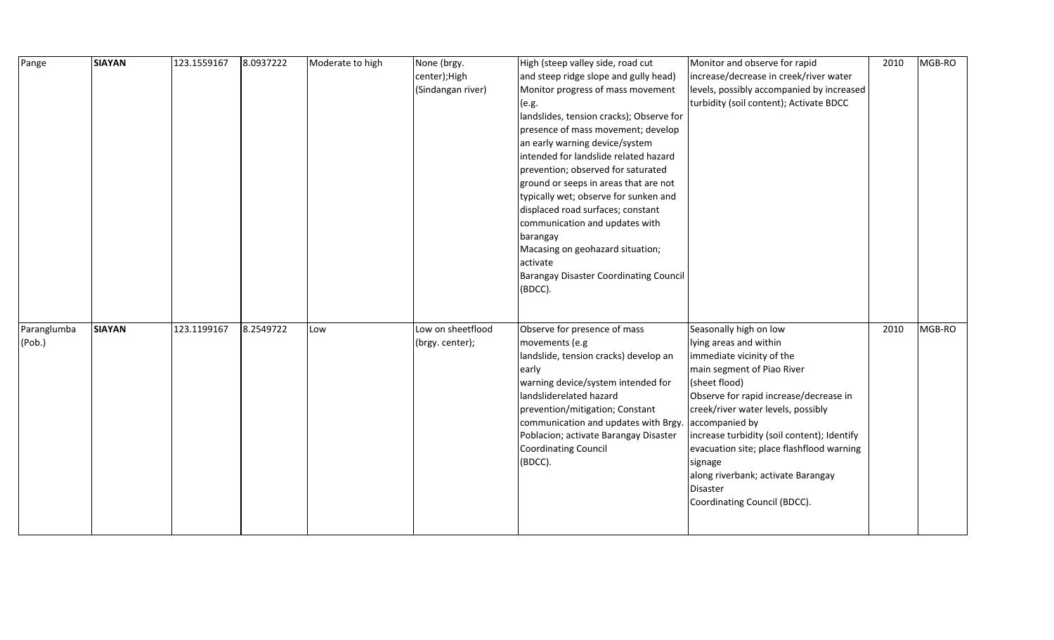| Pange | **SIAYAN** | 123.1559167 | 8.0937222 | Moderate to high | None (brgy. center);High (Sindangan river) | High (steep valley side, road cut and steep ridge slope and gully head) Monitor progress of mass movement (e.g. landslides, tension cracks); Observe for presence of mass movement; develop an early warning device/system intended for landslide related hazard prevention; observed for saturated ground or seeps in areas that are not typically wet; observe for sunken and displaced road surfaces; constant communication and updates with barangay Macasing on geohazard situation; activate Barangay Disaster Coordinating Council (BDCC). | Monitor and observe for rapid increase/decrease in creek/river water levels, possibly accompanied by increased turbidity (soil content); Activate BDCC | 2010 | MGB-RO |
|---|---|---|---|---|---|---|---|---|---|
| Paranglumba (Pob.) | **SIAYAN** | 123.1199167 | 8.2549722 | Low | Low on sheetflood (brgy. center); | Observe for presence of mass movements (e.g landslide, tension cracks) develop an early warning device/system intended for landsliderelated hazard prevention/mitigation; Constant communication and updates with Brgy. Poblacion; activate Barangay Disaster Coordinating Council (BDCC). | Seasonally high on low lying areas and within immediate vicinity of the main segment of Piao River (sheet flood) Observe for rapid increase/decrease in creek/river water levels, possibly accompanied by increase turbidity (soil content); Identify evacuation site; place flashflood warning signage along riverbank; activate Barangay Disaster Coordinating Council (BDCC). | 2010 | MGB-RO |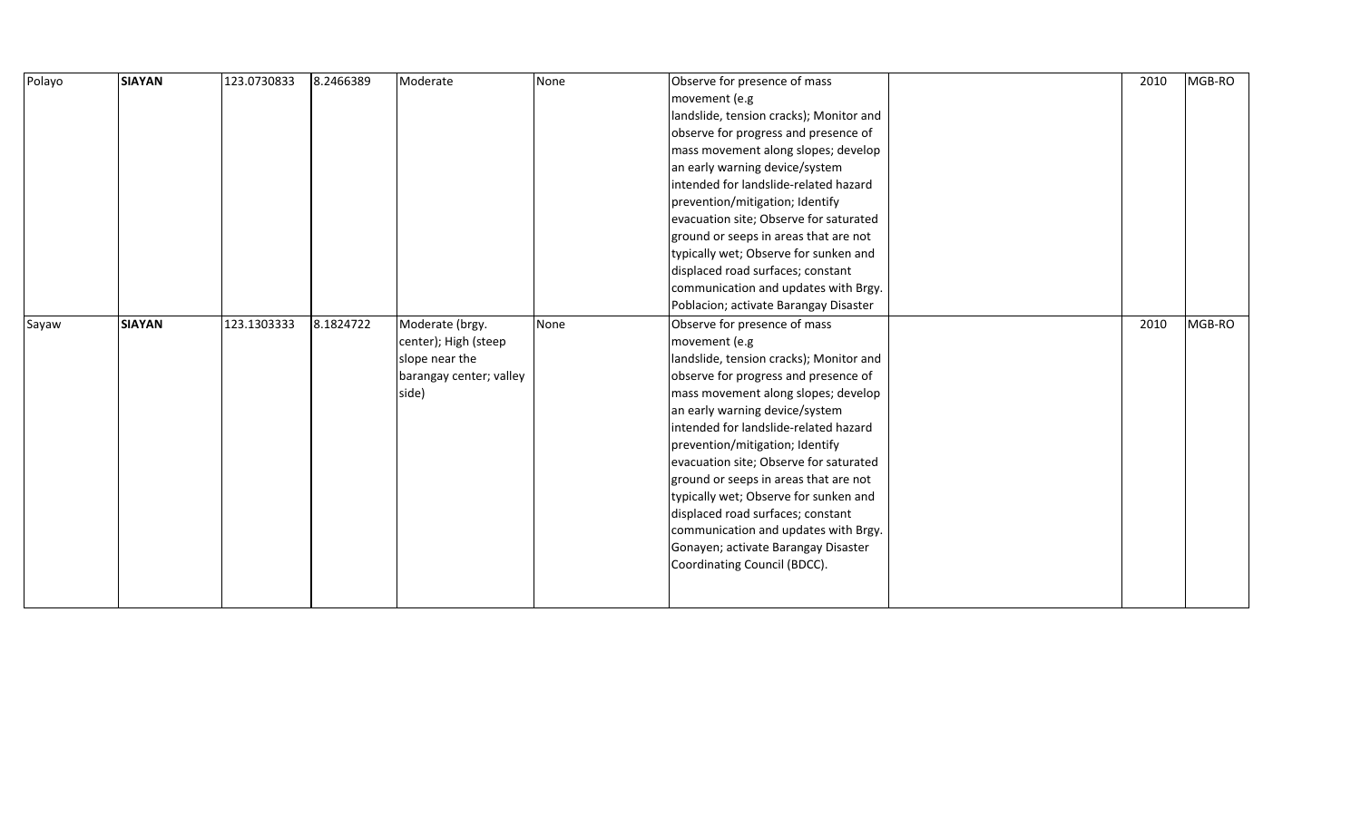| Polayo | **SIAYAN** | 123.0730833 | 8.2466389 | Moderate | None | Observe for presence of mass movement (e.g landslide, tension cracks); Monitor and observe for progress and presence of mass movement along slopes; develop an early warning device/system intended for landslide-related hazard prevention/mitigation; Identify evacuation site; Observe for saturated ground or seeps in areas that are not typically wet; Observe for sunken and displaced road surfaces; constant communication and updates with Brgy. Poblacion; activate Barangay Disaster | | 2010 | MGB-RO |
|---|---|---|---|---|---|---|---|---|---|
| Sayaw | **SIAYAN** | 123.1303333 | 8.1824722 | Moderate (brgy. center); High (steep slope near the barangay center; valley side) | None | Observe for presence of mass movement (e.g landslide, tension cracks); Monitor and observe for progress and presence of mass movement along slopes; develop an early warning device/system intended for landslide-related hazard prevention/mitigation; Identify evacuation site; Observe for saturated ground or seeps in areas that are not typically wet; Observe for sunken and displaced road surfaces; constant communication and updates with Brgy. Gonayen; activate Barangay Disaster Coordinating Council (BDCC). | | 2010 | MGB-RO |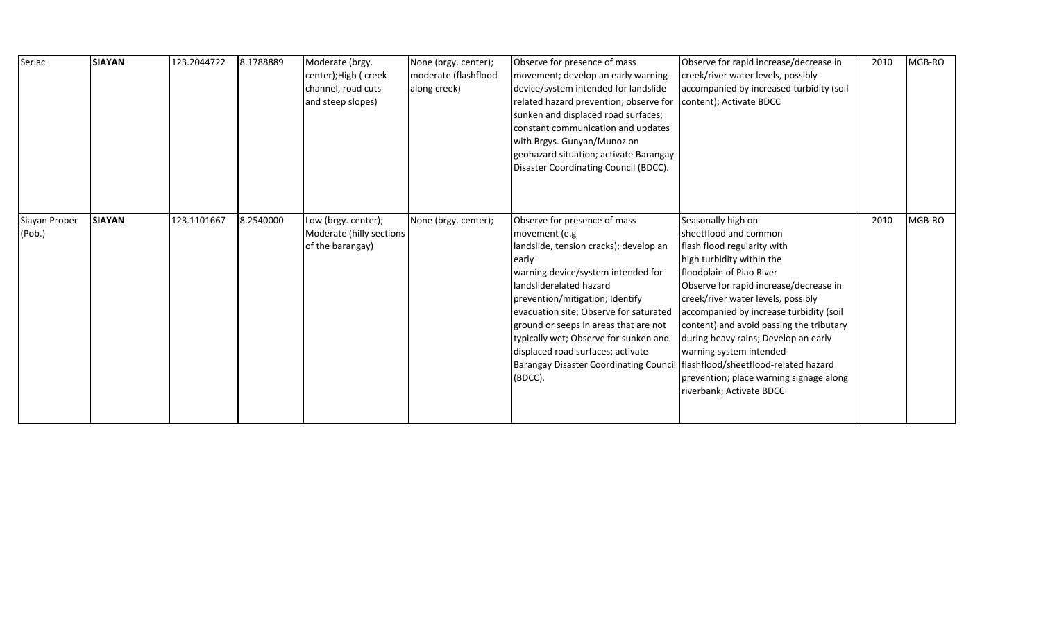| Seriac | **SIAYAN** | 123.2044722 | 8.1788889 | Moderate (brgy. center);High ( creek channel, road cuts and steep slopes) | None (brgy. center); moderate (flashflood along creek) | Observe for presence of mass movement; develop an early warning device/system intended for landslide related hazard prevention; observe for sunken and displaced road surfaces; constant communication and updates with Brgys. Gunyan/Munoz on geohazard situation; activate Barangay Disaster Coordinating Council (BDCC). | Observe for rapid increase/decrease in creek/river water levels, possibly accompanied by increased turbidity (soil content); Activate BDCC | 2010 | MGB-RO |
|---|---|---|---|---|---|---|---|---|---|
| Siayan Proper (Pob.) | **SIAYAN** | 123.1101667 | 8.2540000 | Low (brgy. center); Moderate (hilly sections of the barangay) | None (brgy. center); | Observe for presence of mass movement (e.g landslide, tension cracks); develop an early warning device/system intended for landsliderelated hazard prevention/mitigation; Identify evacuation site; Observe for saturated ground or seeps in areas that are not typically wet; Observe for sunken and displaced road surfaces; activate Barangay Disaster Coordinating Council (BDCC). | Seasonally high on sheetflood and common flash flood regularity with high turbidity within the floodplain of Piao River Observe for rapid increase/decrease in creek/river water levels, possibly accompanied by increase turbidity (soil content) and avoid passing the tributary during heavy rains; Develop an early warning system intended flashflood/sheetflood-related hazard prevention; place warning signage along riverbank; Activate BDCC | 2010 | MGB-RO |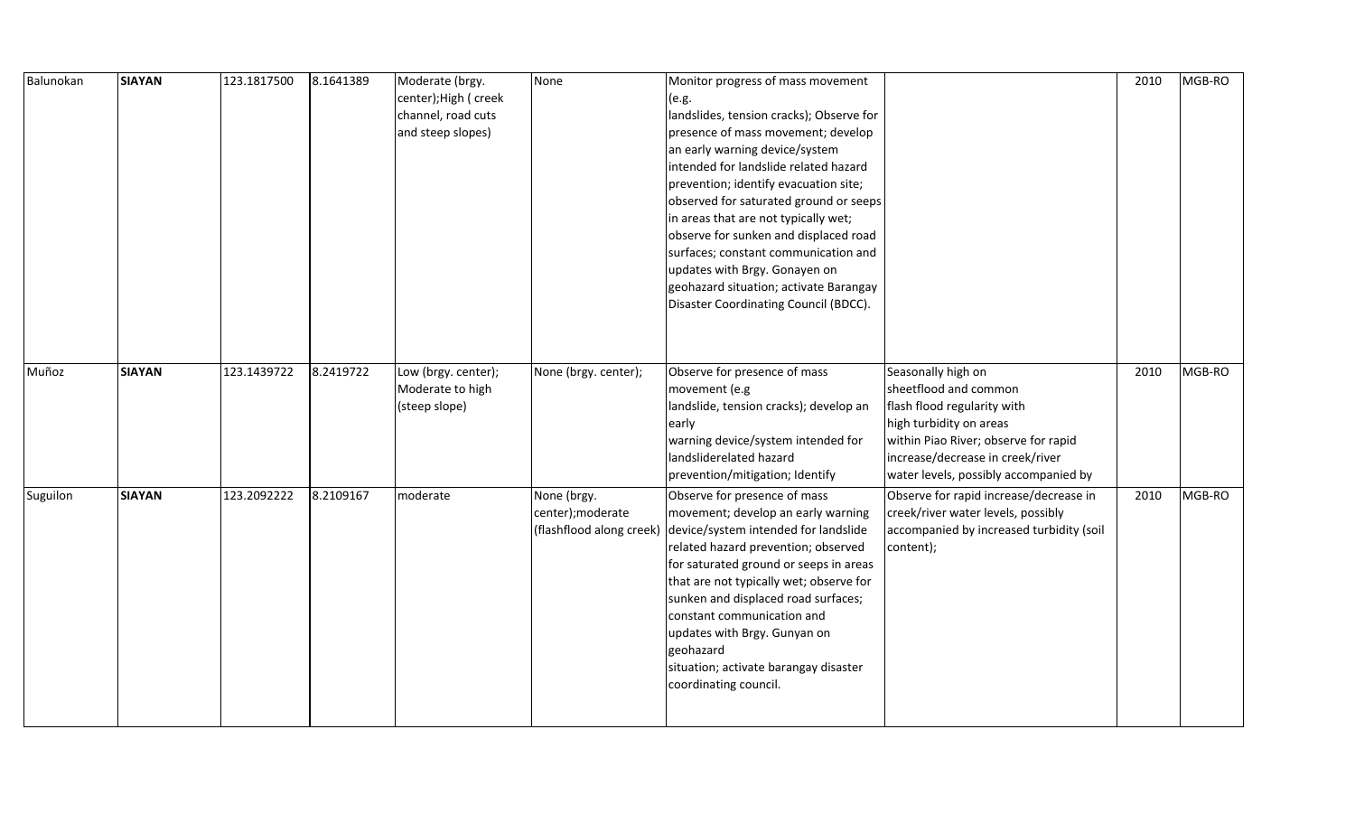| | | | | | | | | | |
|---|---|---|---|---|---|---|---|---|---|
| Balunokan | **SIAYAN** | 123.1817500 | 8.1641389 | Moderate (brgy. center);High ( creek channel, road cuts and steep slopes) | None | Monitor progress of mass movement (e.g. landslides, tension cracks); Observe for presence of mass movement; develop an early warning device/system intended for landslide related hazard prevention; identify evacuation site; observed for saturated ground or seeps in areas that are not typically wet; observe for sunken and displaced road surfaces; constant communication and updates with Brgy. Gonayen on geohazard situation; activate Barangay Disaster Coordinating Council (BDCC). | | 2010 | MGB-RO |
| Muñoz | **SIAYAN** | 123.1439722 | 8.2419722 | Low (brgy. center); Moderate to high (steep slope) | None (brgy. center); | Observe for presence of mass movement (e.g landslide, tension cracks); develop an early warning device/system intended for landsliderelated hazard prevention/mitigation; Identify | Seasonally high on sheetflood and common flash flood regularity with high turbidity on areas within Piao River; observe for rapid increase/decrease in creek/river water levels, possibly accompanied by | 2010 | MGB-RO |
| Suguilon | **SIAYAN** | 123.2092222 | 8.2109167 | moderate | None (brgy. center);moderate (flashflood along creek) | Observe for presence of mass movement; develop an early warning device/system intended for landslide related hazard prevention; observed for saturated ground or seeps in areas that are not typically wet; observe for sunken and displaced road surfaces; constant communication and updates with Brgy. Gunyan on geohazard situation; activate barangay disaster coordinating council. | Observe for rapid increase/decrease in creek/river water levels, possibly accompanied by increased turbidity (soil content); | 2010 | MGB-RO |